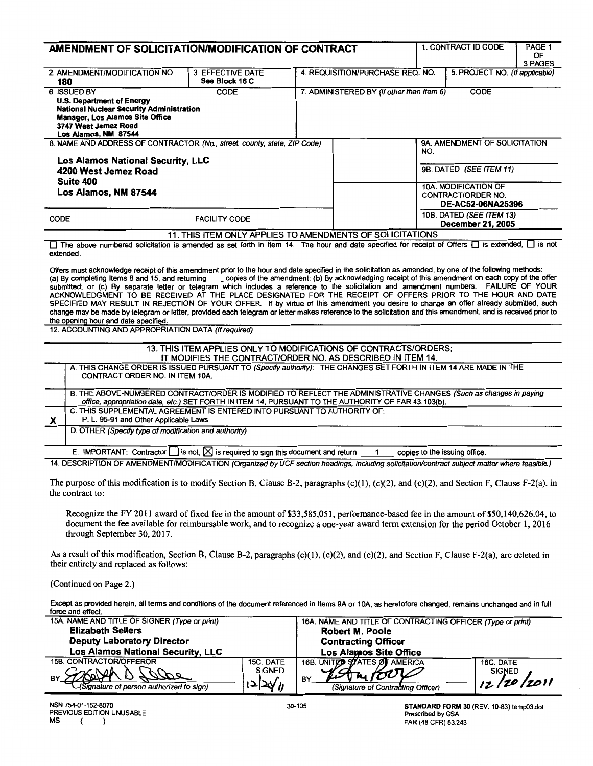# AMENDMENT OF SOLICITATION/MODIFICATION OF CONTRACT

| 1. CONTRACT ID CODE | PAGE 1 OF 3 PAGES |
|---|---|

| 2. AMENDMENT/MODIFICATION NO. | 3. EFFECTIVE DATE | 4. REQUISITION/PURCHASE REQ. NO. | 5. PROJECT NO. (If applicable) |
|---|---|---|---|
| 180 | See Block 16 C | | |

| 6. ISSUED BY CODE | 7. ADMINISTERED BY (If other than Item 6) CODE |
|---|---|
| U.S. Department of Energy<br>National Nuclear Security Administration<br>Manager, Los Alamos Site Office<br>3747 West Jemez Road<br>Los Alamos, NM 87544 | |

| 8. NAME AND ADDRESS OF CONTRACTOR (No., street, county, state, ZIP Code) | 9A. AMENDMENT OF SOLICITATION NO. / 9B. DATED (SEE ITEM 11) / 10A. MODIFICATION OF CONTRACT/ORDER NO. / 10B. DATED (SEE ITEM 13) |
|---|---|
| Los Alamos National Security, LLC<br>4200 West Jemez Road<br>Suite 400<br>Los Alamos, NM 87544 | 9A. AMENDMENT OF SOLICITATION NO.<br>9B. DATED (SEE ITEM 11)<br>10A. MODIFICATION OF CONTRACT/ORDER NO. DE-AC52-06NA25396<br>10B. DATED (SEE ITEM 13) December 21, 2005 |

CODE    FACILITY CODE

## 11. THIS ITEM ONLY APPLIES TO AMENDMENTS OF SOLICITATIONS

☐ The above numbered solicitation is amended as set forth in Item 14. The hour and date specified for receipt of Offers ☐ is extended, ☐ is not extended.

Offers must acknowledge receipt of this amendment prior to the hour and date specified in the solicitation as amended, by one of the following methods: (a) By completing Items 8 and 15, and returning \_ copies of the amendment; (b) By acknowledging receipt of this amendment on each copy of the offer submitted; or (c) By separate letter or telegram which includes a reference to the solicitation and amendment numbers. FAILURE OF YOUR ACKNOWLEDGMENT TO BE RECEIVED AT THE PLACE DESIGNATED FOR THE RECEIPT OF OFFERS PRIOR TO THE HOUR AND DATE SPECIFIED MAY RESULT IN REJECTION OF YOUR OFFER. If by virtue of this amendment you desire to change an offer already submitted, such change may be made by telegram or letter, provided each telegram or letter makes reference to the solicitation and this amendment, and is received prior to the opening hour and date specified.

12. ACCOUNTING AND APPROPRIATION DATA (If required)

## 13. THIS ITEM APPLIES ONLY TO MODIFICATIONS OF CONTRACTS/ORDERS; IT MODIFIES THE CONTRACT/ORDER NO. AS DESCRIBED IN ITEM 14.

| | |
|---|---|
| | A. THIS CHANGE ORDER IS ISSUED PURSUANT TO (Specify authority): THE CHANGES SET FORTH IN ITEM 14 ARE MADE IN THE CONTRACT ORDER NO. IN ITEM 10A. |
| | B. THE ABOVE-NUMBERED CONTRACT/ORDER IS MODIFIED TO REFLECT THE ADMINISTRATIVE CHANGES (Such as changes in paying office, appropriation date, etc.) SET FORTH IN ITEM 14, PURSUANT TO THE AUTHORITY OF FAR 43.103(b). |
| X | C. THIS SUPPLEMENTAL AGREEMENT IS ENTERED INTO PURSUANT TO AUTHORITY OF: P. L. 95-91 and Other Applicable Laws |
| | D. OTHER (Specify type of modification and authority): |

E. IMPORTANT: Contractor ☐ is not, ☒ is required to sign this document and return 1 copies to the issuing office.

14. DESCRIPTION OF AMENDMENT/MODIFICATION (Organized by UCF section headings, including solicitation/contract subject matter where feasible.)

The purpose of this modification is to modify Section B, Clause B-2, paragraphs (c)(1), (c)(2), and (e)(2), and Section F, Clause F-2(a), in the contract to:

Recognize the FY 2011 award of fixed fee in the amount of $33,585,051, performance-based fee in the amount of $50,140,626.04, to document the fee available for reimbursable work, and to recognize a one-year award term extension for the period October 1, 2016 through September 30, 2017.

As a result of this modification, Section B, Clause B-2, paragraphs (c)(1), (c)(2), and (e)(2), and Section F, Clause F-2(a), are deleted in their entirety and replaced as follows:

(Continued on Page 2.)

Except as provided herein, all terms and conditions of the document referenced in Items 9A or 10A, as heretofore changed, remains unchanged and in full force and effect.

| 15A. NAME AND TITLE OF SIGNER (Type or print) | | 16A. NAME AND TITLE OF CONTRACTING OFFICER (Type or print) | |
|---|---|---|---|
| Elizabeth Sellers<br>Deputy Laboratory Director<br>Los Alamos National Security, LLC | | Robert M. Poole<br>Contracting Officer<br>Los Alamos Site Office | |
| 15B. CONTRACTOR/OFFEROR<br>BY [signature]<br>(Signature of person authorized to sign) | 15C. DATE SIGNED<br>12/20/11 | 16B. UNITED STATES OF AMERICA<br>BY [signature]<br>(Signature of Contracting Officer) | 16C. DATE SIGNED<br>12/20/2011 |

NSN 754-01-152-8070
PREVIOUS EDITION UNUSABLE
MS ( )

30-105

STANDARD FORM 30 (REV. 10-83) temp03.dot
Prescribed by GSA
FAR (48 CFR) 53.243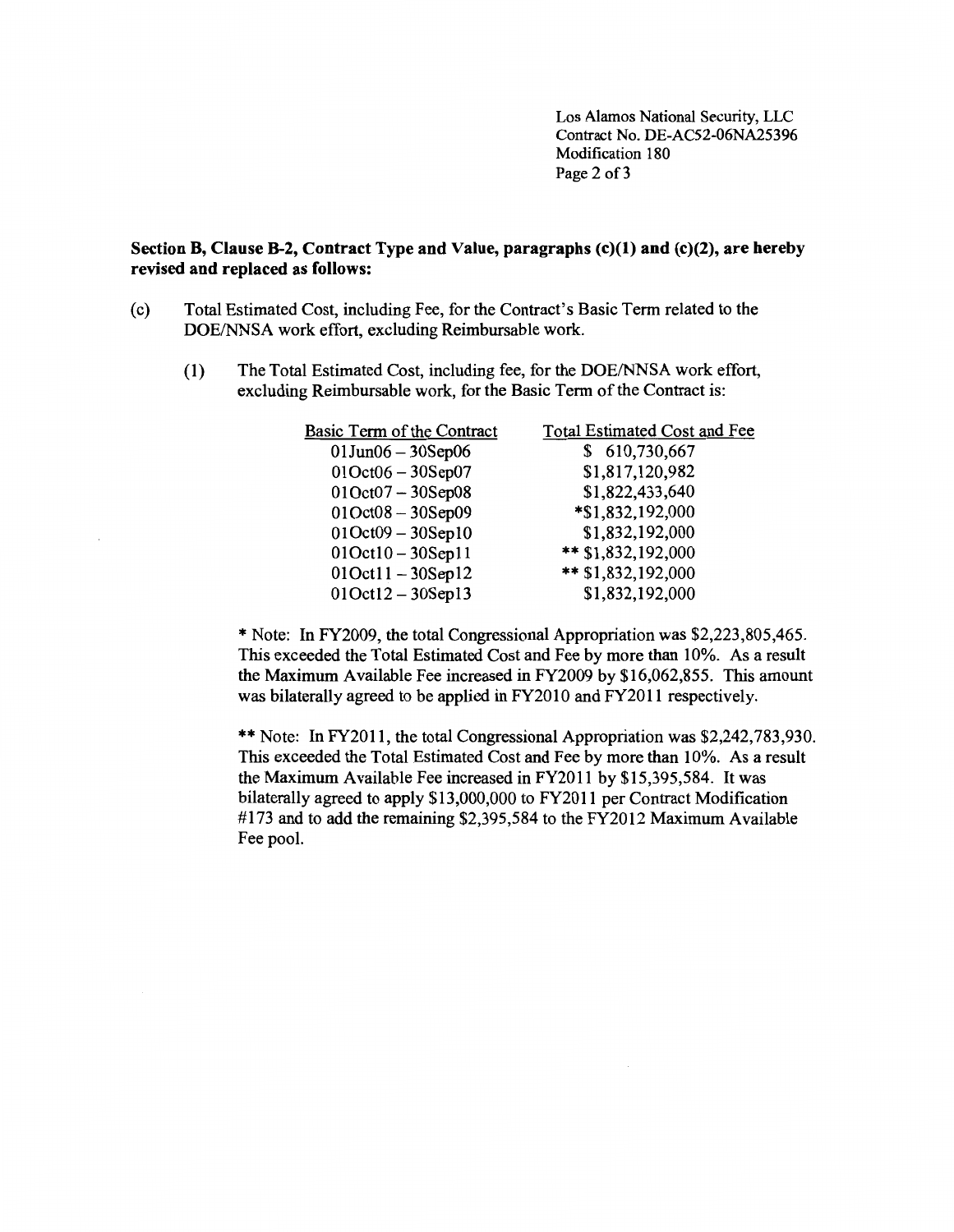**Section B, Clause B-2, Contract Type and Value, paragraphs (c)(1) and (c)(2), are hereby revised and replaced as follows:**

(c) Total Estimated Cost, including Fee, for the Contract's Basic Term related to the DOE/NNSA work effort, excluding Reimbursable work.

(1) The Total Estimated Cost, including fee, for the DOE/NNSA work effort, excluding Reimbursable work, for the Basic Term of the Contract is:

| Basic Term of the Contract | Total Estimated Cost and Fee |
|---|---|
| 01Jun06 – 30Sep06 | $ 610,730,667 |
| 01Oct06 – 30Sep07 | $1,817,120,982 |
| 01Oct07 – 30Sep08 | $1,822,433,640 |
| 01Oct08 – 30Sep09 | *$1,832,192,000 |
| 01Oct09 – 30Sep10 | $1,832,192,000 |
| 01Oct10 – 30Sep11 | ** $1,832,192,000 |
| 01Oct11 – 30Sep12 | ** $1,832,192,000 |
| 01Oct12 – 30Sep13 | $1,832,192,000 |

* Note: In FY2009, the total Congressional Appropriation was $2,223,805,465. This exceeded the Total Estimated Cost and Fee by more than 10%. As a result the Maximum Available Fee increased in FY2009 by $16,062,855. This amount was bilaterally agreed to be applied in FY2010 and FY2011 respectively.

** Note: In FY2011, the total Congressional Appropriation was $2,242,783,930. This exceeded the Total Estimated Cost and Fee by more than 10%. As a result the Maximum Available Fee increased in FY2011 by $15,395,584. It was bilaterally agreed to apply $13,000,000 to FY2011 per Contract Modification #173 and to add the remaining $2,395,584 to the FY2012 Maximum Available Fee pool.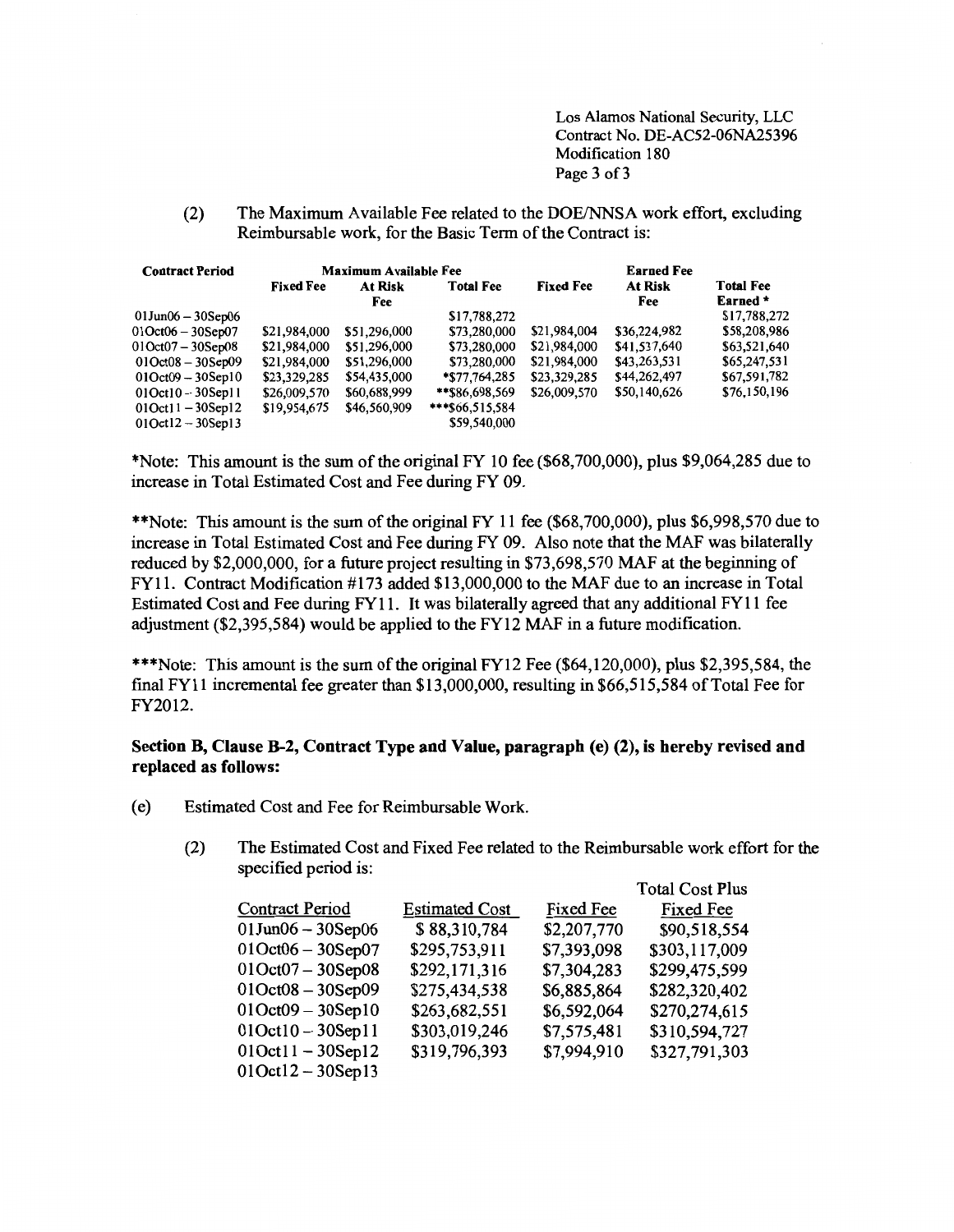(2) The Maximum Available Fee related to the DOE/NNSA work effort, excluding Reimbursable work, for the Basic Term of the Contract is:

| Contract Period | Maximum Available Fee | | | Earned Fee | | |
|---|---|---|---|---|---|---|
| | Fixed Fee | At Risk Fee | Total Fee | Fixed Fee | At Risk Fee | Total Fee Earned * |
| 01Jun06 – 30Sep06 | | | $17,788,272 | | | $17,788,272 |
| 01Oct06 – 30Sep07 | $21,984,000 | $51,296,000 | $73,280,000 | $21,984,004 | $36,224,982 | $58,208,986 |
| 01Oct07 – 30Sep08 | $21,984,000 | $51,296,000 | $73,280,000 | $21,984,000 | $41,537,640 | $63,521,640 |
| 01Oct08 – 30Sep09 | $21,984,000 | $51,296,000 | $73,280,000 | $21,984,000 | $43,263,531 | $65,247,531 |
| 01Oct09 – 30Sep10 | $23,329,285 | $54,435,000 | *$77,764,285 | $23,329,285 | $44,262,497 | $67,591,782 |
| 01Oct10 – 30Sep11 | $26,009,570 | $60,688,999 | **$86,698,569 | $26,009,570 | $50,140,626 | $76,150,196 |
| 01Oct11 – 30Sep12 | $19,954,675 | $46,560,909 | ***$66,515,584 | | | |
| 01Oct12 – 30Sep13 | | | $59,540,000 | | | |

*Note: This amount is the sum of the original FY 10 fee ($68,700,000), plus $9,064,285 due to increase in Total Estimated Cost and Fee during FY 09.

**Note: This amount is the sum of the original FY 11 fee ($68,700,000), plus $6,998,570 due to increase in Total Estimated Cost and Fee during FY 09. Also note that the MAF was bilaterally reduced by $2,000,000, for a future project resulting in $73,698,570 MAF at the beginning of FY11. Contract Modification #173 added $13,000,000 to the MAF due to an increase in Total Estimated Cost and Fee during FY11. It was bilaterally agreed that any additional FY11 fee adjustment ($2,395,584) would be applied to the FY12 MAF in a future modification.

***Note: This amount is the sum of the original FY12 Fee ($64,120,000), plus $2,395,584, the final FY11 incremental fee greater than $13,000,000, resulting in $66,515,584 of Total Fee for FY2012.

**Section B, Clause B-2, Contract Type and Value, paragraph (e) (2), is hereby revised and replaced as follows:**

(e) Estimated Cost and Fee for Reimbursable Work.

(2) The Estimated Cost and Fixed Fee related to the Reimbursable work effort for the specified period is:

| Contract Period | Estimated Cost | Fixed Fee | Total Cost Plus Fixed Fee |
|---|---|---|---|
| 01Jun06 – 30Sep06 | $ 88,310,784 | $2,207,770 | $90,518,554 |
| 01Oct06 – 30Sep07 | $295,753,911 | $7,393,098 | $303,117,009 |
| 01Oct07 – 30Sep08 | $292,171,316 | $7,304,283 | $299,475,599 |
| 01Oct08 – 30Sep09 | $275,434,538 | $6,885,864 | $282,320,402 |
| 01Oct09 – 30Sep10 | $263,682,551 | $6,592,064 | $270,274,615 |
| 01Oct10 – 30Sep11 | $303,019,246 | $7,575,481 | $310,594,727 |
| 01Oct11 – 30Sep12 | $319,796,393 | $7,994,910 | $327,791,303 |
| 01Oct12 – 30Sep13 | | | |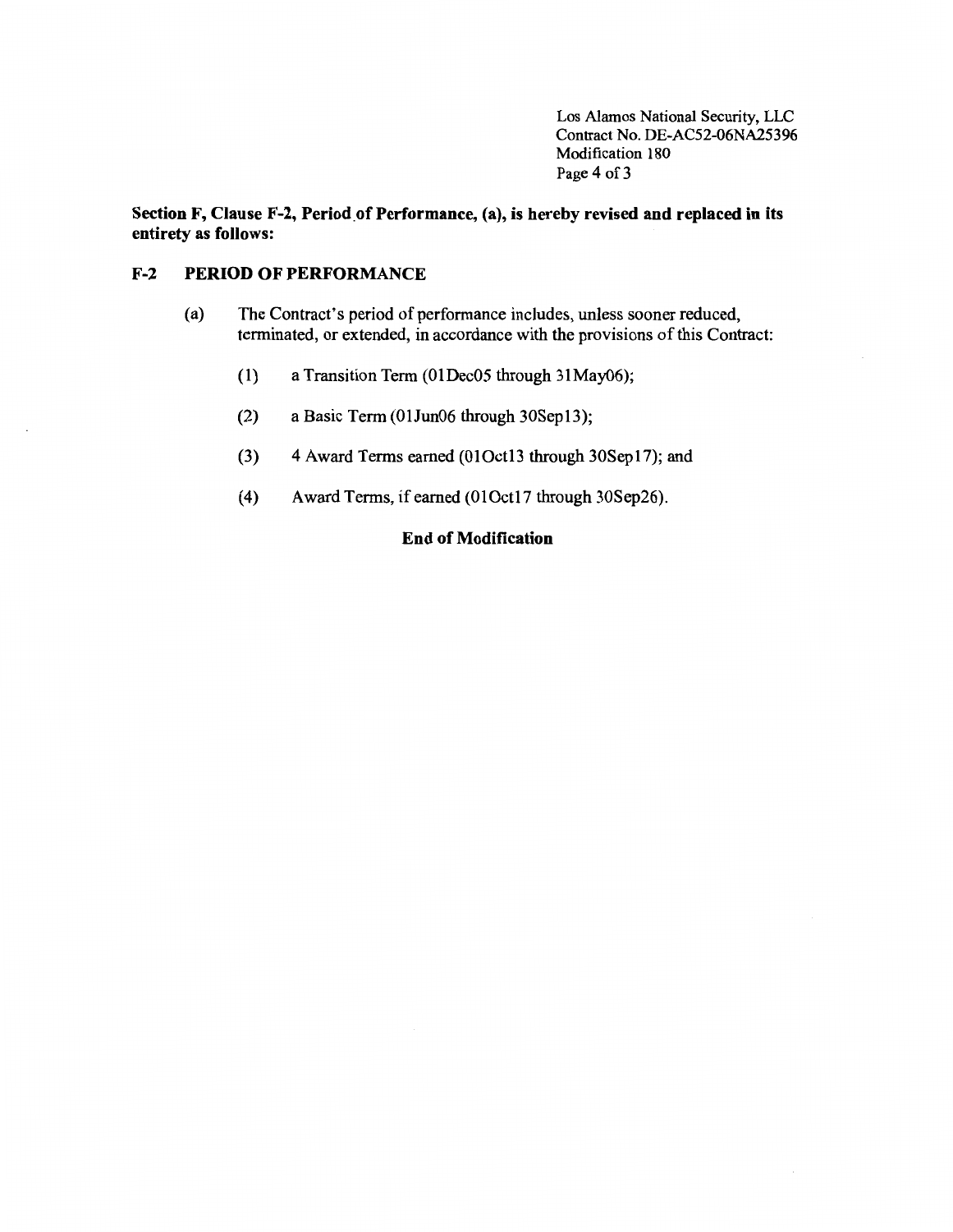**Section F, Clause F-2, Period of Performance, (a), is hereby revised and replaced in its entirety as follows:**

## F-2 PERIOD OF PERFORMANCE

(a) The Contract's period of performance includes, unless sooner reduced, terminated, or extended, in accordance with the provisions of this Contract:

(1) a Transition Term (01Dec05 through 31May06);

(2) a Basic Term (01Jun06 through 30Sep13);

(3) 4 Award Terms earned (01Oct13 through 30Sep17); and

(4) Award Terms, if earned (01Oct17 through 30Sep26).

**End of Modification**